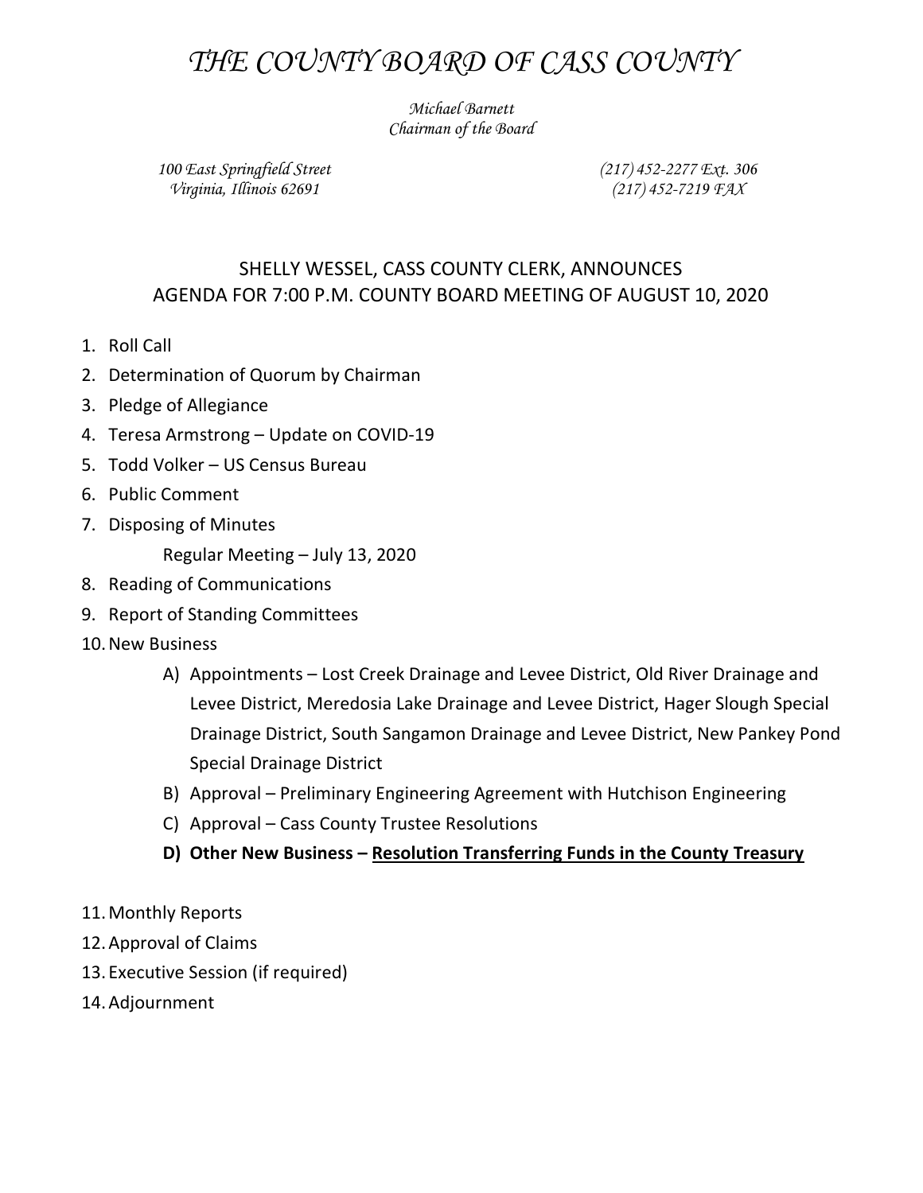# *THE COUNTY BOARD OF CASS COUNTY*

*Michael Barnett*
*Chairman of the Board*

*100 East Springfield Street*
*Virginia, Illinois 62691*

*(217) 452-2277 Ext. 306*
*(217) 452-7219 FAX*

## SHELLY WESSEL, CASS COUNTY CLERK, ANNOUNCES AGENDA FOR 7:00 P.M. COUNTY BOARD MEETING OF AUGUST 10, 2020

1. Roll Call
2. Determination of Quorum by Chairman
3. Pledge of Allegiance
4. Teresa Armstrong – Update on COVID-19
5. Todd Volker – US Census Bureau
6. Public Comment
7. Disposing of Minutes

   Regular Meeting – July 13, 2020
8. Reading of Communications
9. Report of Standing Committees
10. New Business
    - A) Appointments – Lost Creek Drainage and Levee District, Old River Drainage and Levee District, Meredosia Lake Drainage and Levee District, Hager Slough Special Drainage District, South Sangamon Drainage and Levee District, New Pankey Pond Special Drainage District
    - B) Approval – Preliminary Engineering Agreement with Hutchison Engineering
    - C) Approval – Cass County Trustee Resolutions
    - **D) Other New Business – <u>Resolution Transferring Funds in the County Treasury</u>**
11. Monthly Reports
12. Approval of Claims
13. Executive Session (if required)
14. Adjournment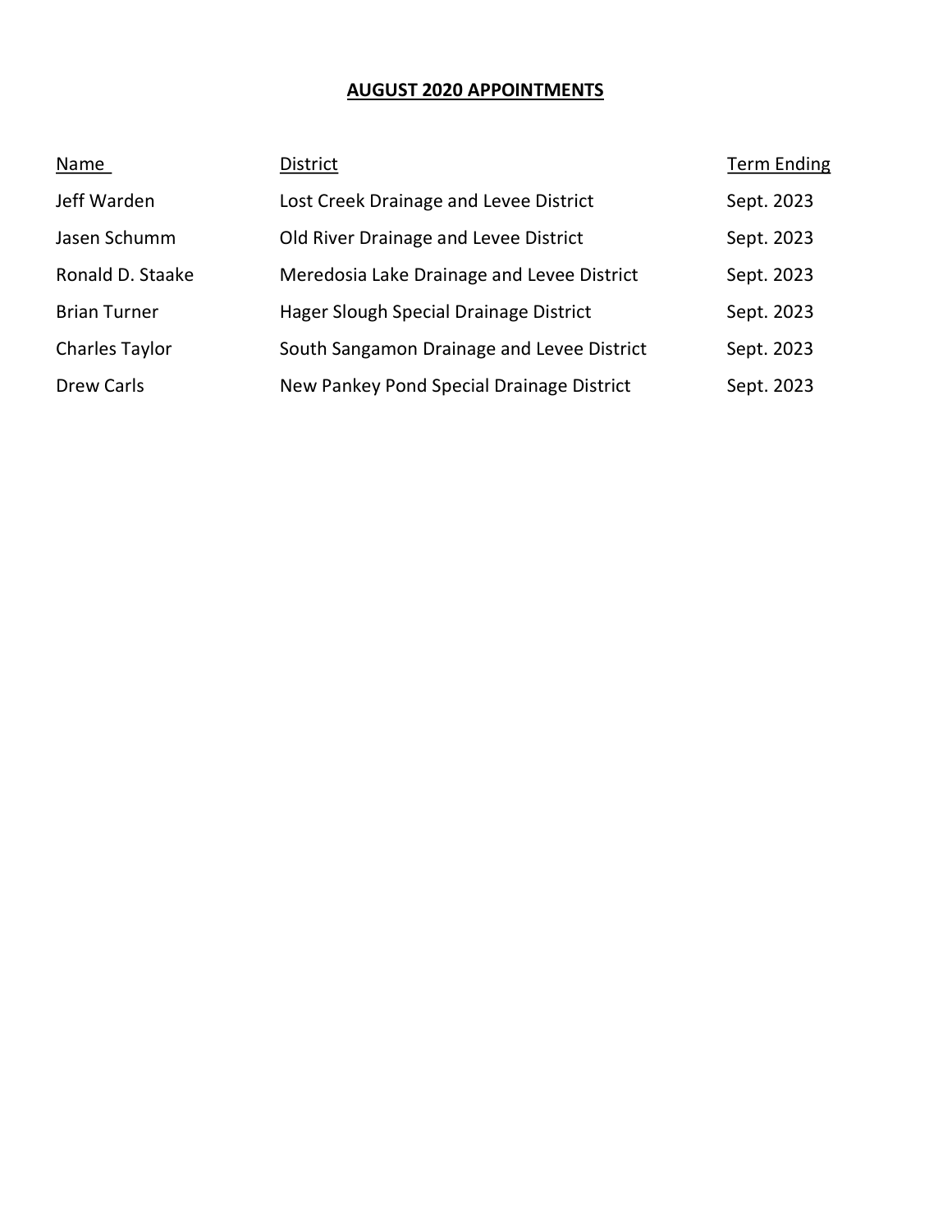**AUGUST 2020 APPOINTMENTS**

| Name | District | Term Ending |
|---|---|---|
| Jeff Warden | Lost Creek Drainage and Levee District | Sept. 2023 |
| Jasen Schumm | Old River Drainage and Levee District | Sept. 2023 |
| Ronald D. Staake | Meredosia Lake Drainage and Levee District | Sept. 2023 |
| Brian Turner | Hager Slough Special Drainage District | Sept. 2023 |
| Charles Taylor | South Sangamon Drainage and Levee District | Sept. 2023 |
| Drew Carls | New Pankey Pond Special Drainage District | Sept. 2023 |